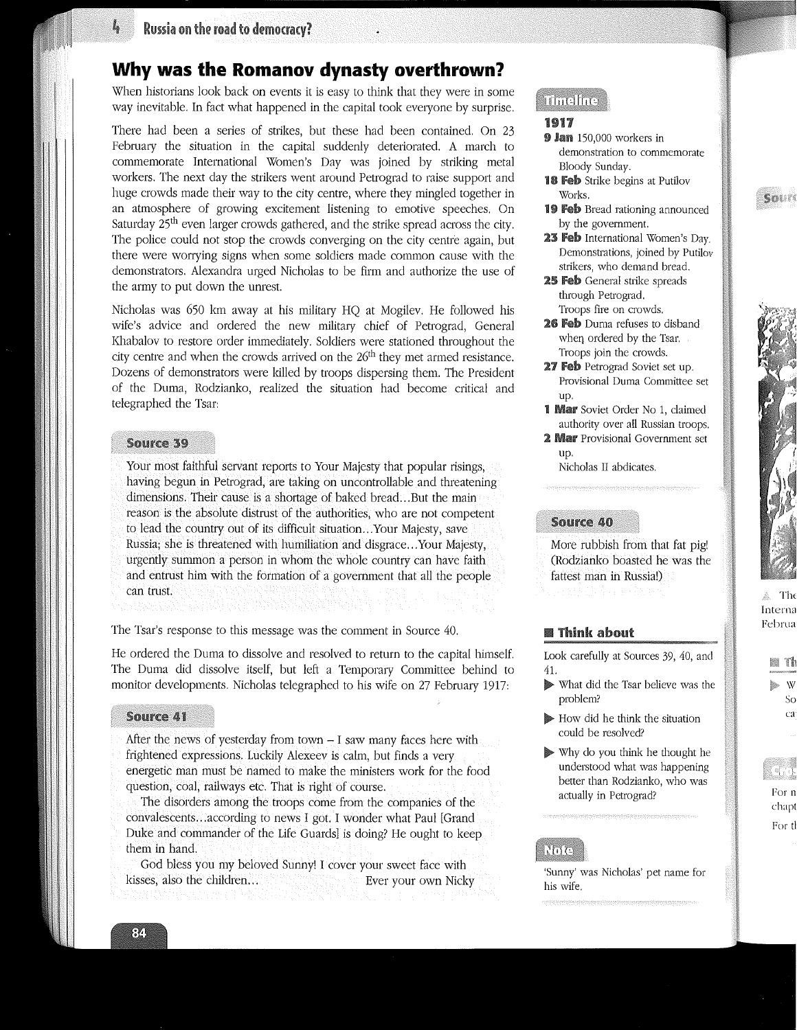# Why was the Romanov dynasty overthrown?

When historians look back on events it is easy to think that they were in some way inevitable. In fact what happened in the capital took everyone by surprise.

There had been a series of strikes, but these had been contained. On 23 February the situation in the capital suddenly deteriorated. A march to commemorate International Women's Day was joined by striking metal workers. The next day the strikers went around Petrograd to raise support and huge crowds made their way to the city centre, where they mingled together in an atmosphere of growing excitement listening to emotive speeches. On Saturday 25th even larger crowds gathered, and the strike spread across the city. The police could not stop the crowds converging on the city centre again, but there were worrying signs when some soldiers made common cause with the demonstrators. Alexandra urged Nicholas to be firm and authorize the use of the army to put down the unrest.

Nicholas was 650 km away at his military HQ at Mogilev. He followed his wife's advice and ordered the new military chief of Petrograd, General Khabalov to restore order immediately. Soldiers were stationed throughout the city centre and when the crowds arrived on the 26th they met armed resistance. Dozens of demonstrators were killed by troops dispersing them. The President of the Duma, Rodzianko, realized the situation had become critical and telegraphed the Tsar:

### Source 39

Your most faithful servant reports to Your Majesty that popular risings, having begun in Petrograd, are taking on uncontrollable and threatening dimensions. Their cause is a shortage of baked bread...But the main reason is the absolute distrust of the authorities, who are not competent to lead the country out of its difficult situation...Your Majesty, save Russia; she is threatened with humiliation and disgrace...Your Majesty, urgently summon a person in whom the whole country can have faith and entrust him with the formation of a government that all the people can trust.

The Tsar's response to this message was the comment in Source 40.

He ordered the Duma to dissolve and resolved to return to the capital himself. The Duma did dissolve itself, but left a Temporary Committee behind to monitor developments. Nicholas telegraphed to his wife on 27 February 1917:

### Source 41

After the news of yesterday from town – I saw many faces here with frightened expressions. Luckily Alexeev is calm, but finds a very energetic man must be named to make the ministers work for the food question, coal, railways etc. That is right of course.

The disorders among the troops come from the companies of the convalescents...according to news I got. I wonder what Paul [Grand Duke and commander of the Life Guards] is doing? He ought to keep them in hand.

God bless you my beloved Sunny! I cover your sweet face with kisses, also the children... Ever your own Nicky

### Timeline

**1917**

- **9 Jan** 150,000 workers in demonstration to commemorate Bloody Sunday.
- **18 Feb** Strike begins at Putilov Works.
- **19 Feb** Bread rationing announced by the government.
- **23 Feb** International Women's Day. Demonstrations, joined by Putilov strikers, who demand bread.
- **25 Feb** General strike spreads through Petrograd. Troops fire on crowds.
- **26 Feb** Duma refuses to disband when ordered by the Tsar. Troops join the crowds.
- **27 Feb** Petrograd Soviet set up. Provisional Duma Committee set up.
- **1 Mar** Soviet Order No 1, claimed authority over all Russian troops.
- **2 Mar** Provisional Government set up. Nicholas II abdicates.

### Source 40

More rubbish from that fat pig! (Rodzianko boasted he was the fattest man in Russia!)

### Think about

Look carefully at Sources 39, 40, and 41.

- What did the Tsar believe was the problem?
- How did he think the situation could be resolved?
- Why do you think he thought he understood what was happening better than Rodzianko, who was actually in Petrograd?

### Note

'Sunny' was Nicholas' pet name for his wife.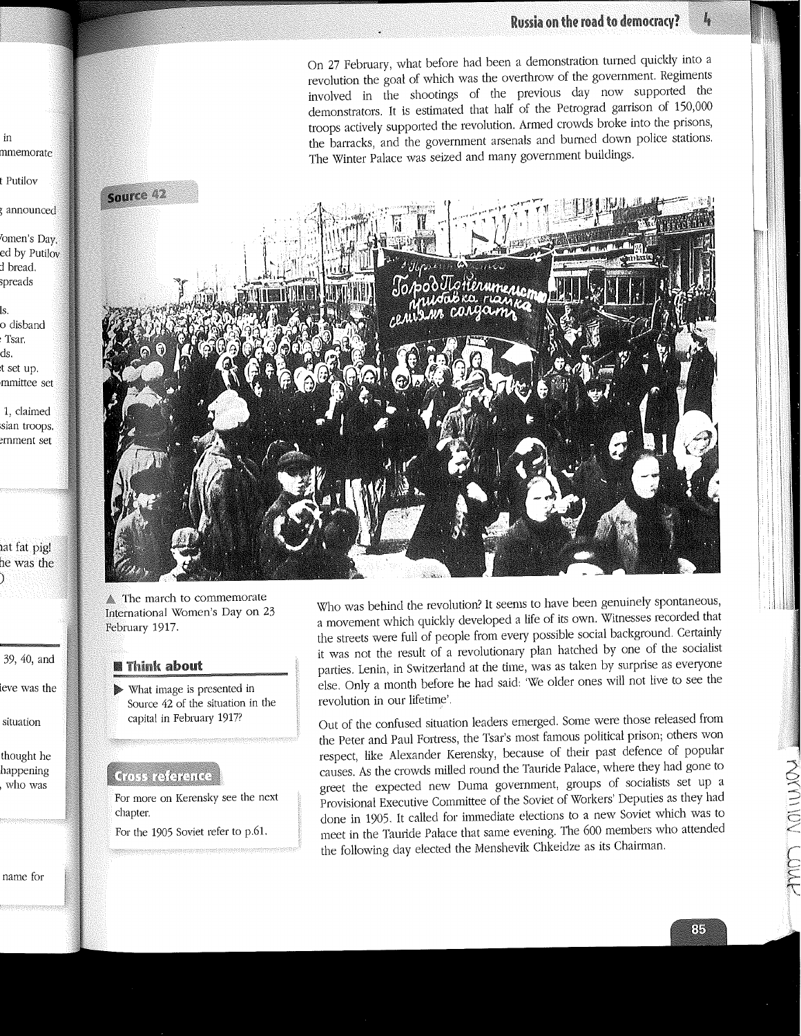On 27 February, what before had been a demonstration turned quickly into a revolution the goal of which was the overthrow of the government. Regiments involved in the shootings of the previous day now supported the demonstrators. It is estimated that half of the Petrograd garrison of 150,000 troops actively supported the revolution. Armed crowds broke into the prisons, the barracks, and the government arsenals and burned down police stations. The Winter Palace was seized and many government buildings.

**Source 42**

▲ The march to commemorate International Women's Day on 23 February 1917.

## Think about

▶ What image is presented in Source 42 of the situation in the capital in February 1917?

## Cross reference

For more on Kerensky see the next chapter.

For the 1905 Soviet refer to p.61.

Who was behind the revolution? It seems to have been genuinely spontaneous, a movement which quickly developed a life of its own. Witnesses recorded that the streets were full of people from every possible social background. Certainly it was not the result of a revolutionary plan hatched by one of the socialist parties. Lenin, in Switzerland at the time, was as taken by surprise as everyone else. Only a month before he had said: 'We older ones will not live to see the revolution in our lifetime'.

Out of the confused situation leaders emerged. Some were those released from the Peter and Paul Fortress, the Tsar's most famous political prison; others won respect, like Alexander Kerensky, because of their past defence of popular causes. As the crowds milled round the Tauride Palace, where they had gone to greet the expected new Duma government, groups of socialists set up a Provisional Executive Committee of the Soviet of Workers' Deputies as they had done in 1905. It called for immediate elections to a new Soviet which was to meet in the Tauride Palace that same evening. The 600 members who attended the following day elected the Menshevik Chkeidze as its Chairman.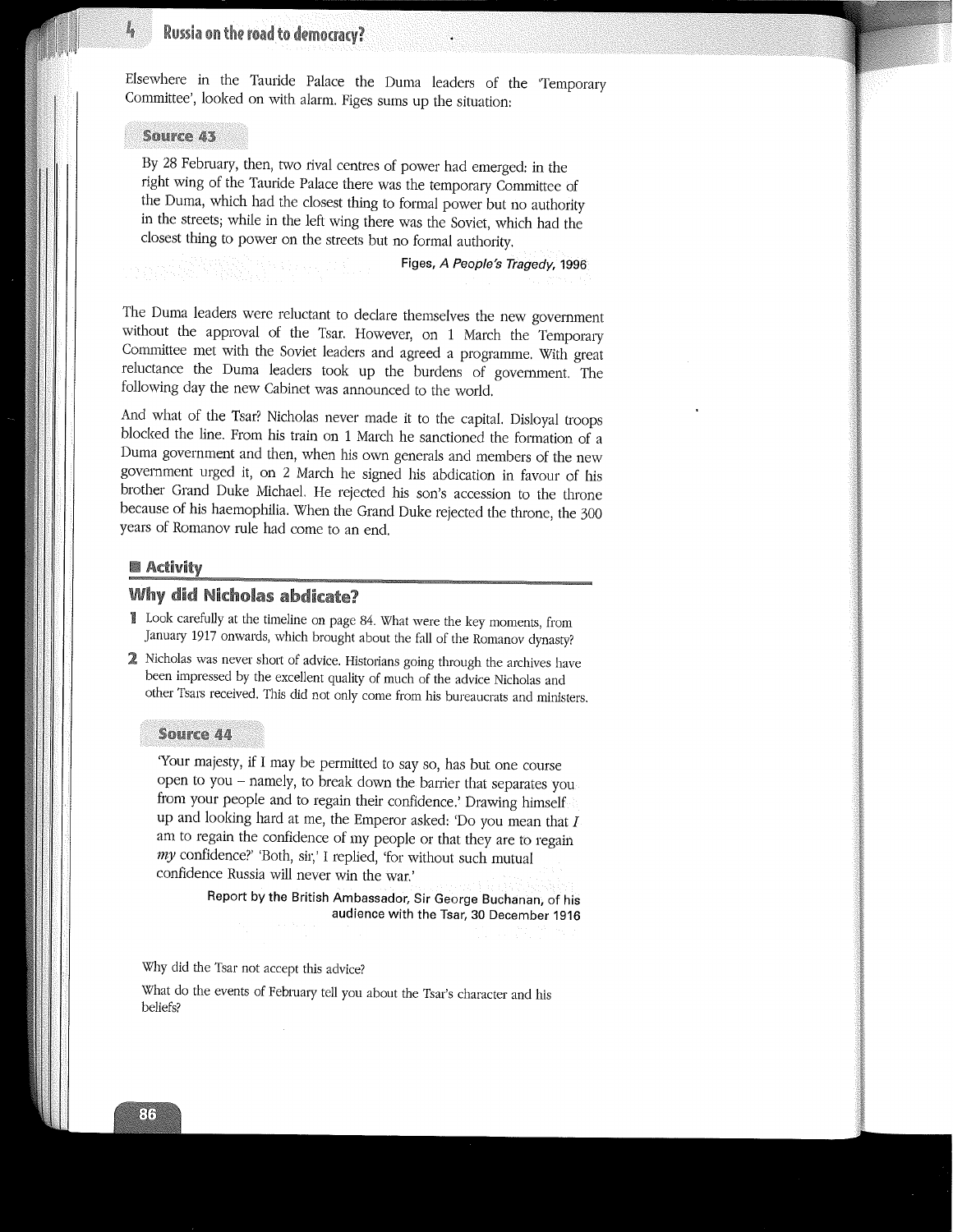Elsewhere in the Tauride Palace the Duma leaders of the 'Temporary Committee', looked on with alarm. Figes sums up the situation:

**Source 43**

> By 28 February, then, two rival centres of power had emerged: in the right wing of the Tauride Palace there was the temporary Committee of the Duma, which had the closest thing to formal power but no authority in the streets; while in the left wing there was the Soviet, which had the closest thing to power on the streets but no formal authority.
>
> **Figes, *A People's Tragedy*, 1996**

The Duma leaders were reluctant to declare themselves the new government without the approval of the Tsar. However, on 1 March the Temporary Committee met with the Soviet leaders and agreed a programme. With great reluctance the Duma leaders took up the burdens of government. The following day the new Cabinet was announced to the world.

And what of the Tsar? Nicholas never made it to the capital. Disloyal troops blocked the line. From his train on 1 March he sanctioned the formation of a Duma government and then, when his own generals and members of the new government urged it, on 2 March he signed his abdication in favour of his brother Grand Duke Michael. He rejected his son's accession to the throne because of his haemophilia. When the Grand Duke rejected the throne, the 300 years of Romanov rule had come to an end.

## Activity

### Why did Nicholas abdicate?

1. Look carefully at the timeline on page 84. What were the key moments, from January 1917 onwards, which brought about the fall of the Romanov dynasty?
2. Nicholas was never short of advice. Historians going through the archives have been impressed by the excellent quality of much of the advice Nicholas and other Tsars received. This did not only come from his bureaucrats and ministers.

**Source 44**

> 'Your majesty, if I may be permitted to say so, has but one course open to you – namely, to break down the barrier that separates you from your people and to regain their confidence.' Drawing himself up and looking hard at me, the Emperor asked: 'Do you mean that *I* am to regain the confidence of my people or that they are to regain *my* confidence?' 'Both, sir,' I replied, 'for without such mutual confidence Russia will never win the war.'
>
> **Report by the British Ambassador, Sir George Buchanan, of his audience with the Tsar, 30 December 1916**

Why did the Tsar not accept this advice?

What do the events of February tell you about the Tsar's character and his beliefs?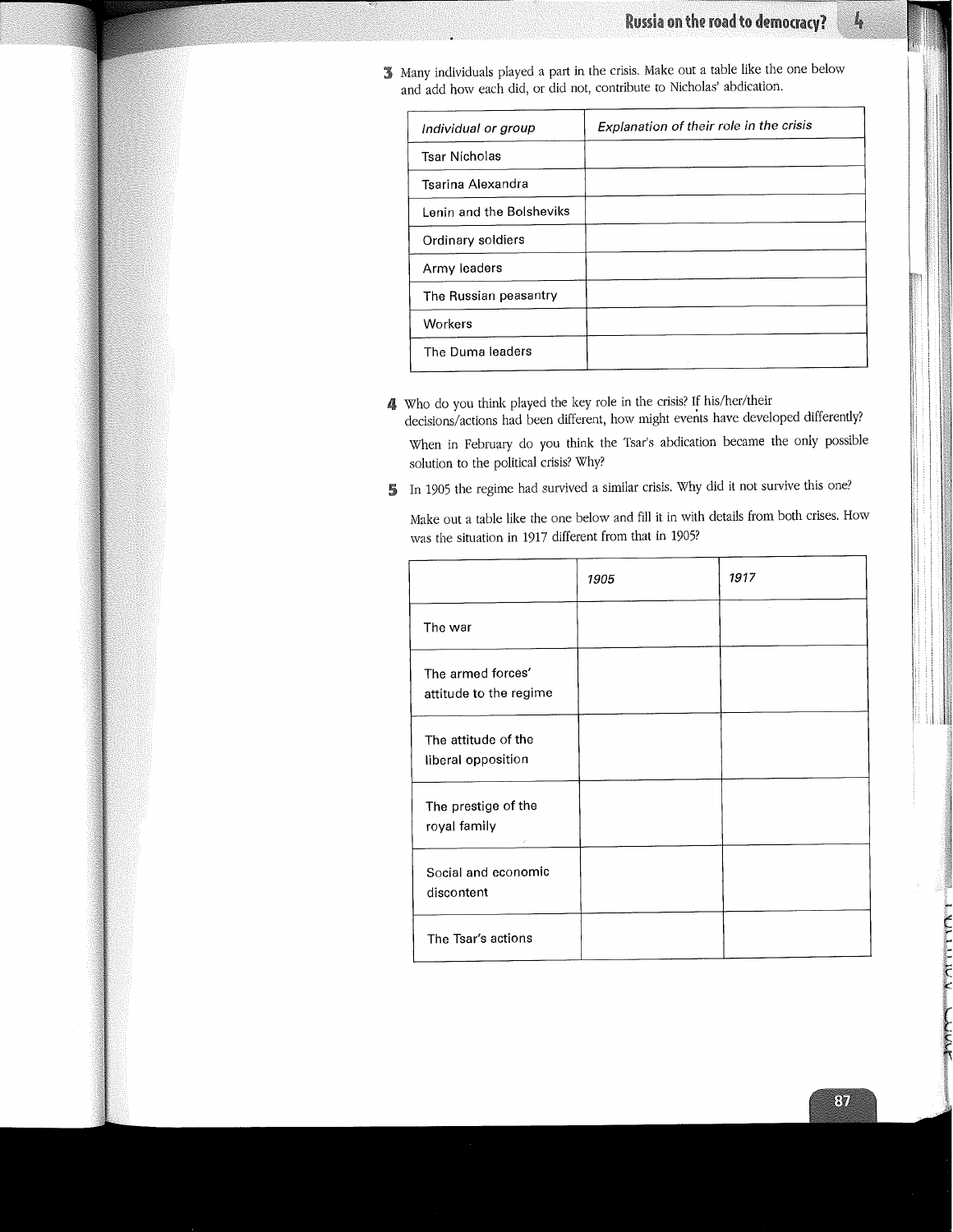3 Many individuals played a part in the crisis. Make out a table like the one below and add how each did, or did not, contribute to Nicholas' abdication.

| *Individual or group* | *Explanation of their role in the crisis* |
|---|---|
| Tsar Nicholas | |
| Tsarina Alexandra | |
| Lenin and the Bolsheviks | |
| Ordinary soldiers | |
| Army leaders | |
| The Russian peasantry | |
| Workers | |
| The Duma leaders | |

4 Who do you think played the key role in the crisis? If his/her/their decisions/actions had been different, how might events have developed differently?

When in February do you think the Tsar's abdication became the only possible solution to the political crisis? Why?

5 In 1905 the regime had survived a similar crisis. Why did it not survive this one?

Make out a table like the one below and fill it in with details from both crises. How was the situation in 1917 different from that in 1905?

| | *1905* | *1917* |
|---|---|---|
| The war | | |
| The armed forces' attitude to the regime | | |
| The attitude of the liberal opposition | | |
| The prestige of the royal family | | |
| Social and economic discontent | | |
| The Tsar's actions | | |